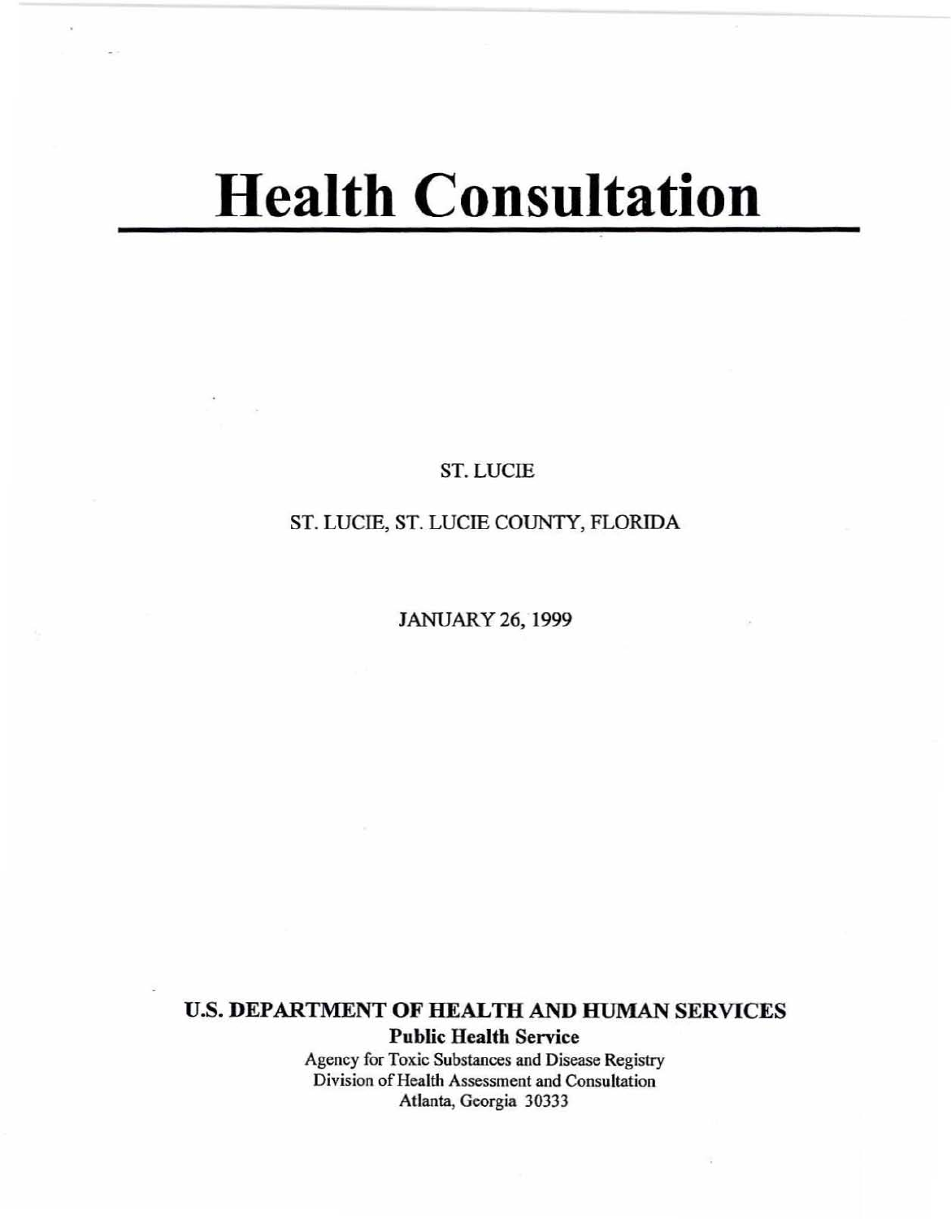# Health Consultation

ST. LUCIE

ST. LUCIE, ST. LUCIE COUNTY, FLORIDA

JANUARY 26, 1999

**U.S. DEPARTMENT OF HEALTH AND HUMAN SERVICES**

**Public Health Service**

Agency for Toxic Substances and Disease Registry
Division of Health Assessment and Consultation
Atlanta, Georgia 30333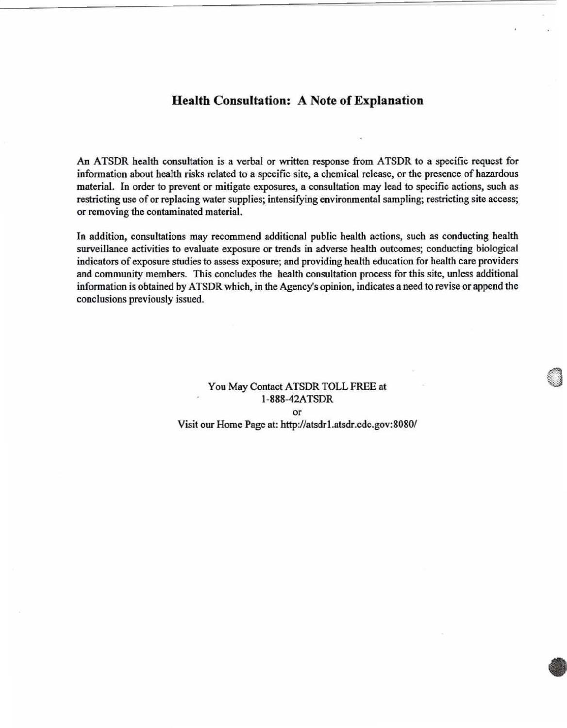## Health Consultation: A Note of Explanation

An ATSDR health consultation is a verbal or written response from ATSDR to a specific request for information about health risks related to a specific site, a chemical release, or the presence of hazardous material. In order to prevent or mitigate exposures, a consultation may lead to specific actions, such as restricting use of or replacing water supplies; intensifying environmental sampling; restricting site access; or removing the contaminated material.

In addition, consultations may recommend additional public health actions, such as conducting health surveillance activities to evaluate exposure or trends in adverse health outcomes; conducting biological indicators of exposure studies to assess exposure; and providing health education for health care providers and community members. This concludes the health consultation process for this site, unless additional information is obtained by ATSDR which, in the Agency's opinion, indicates a need to revise or append the conclusions previously issued.

You May Contact ATSDR TOLL FREE at
1-888-42ATSDR
or
Visit our Home Page at: http://atsdr1.atsdr.cdc.gov:8080/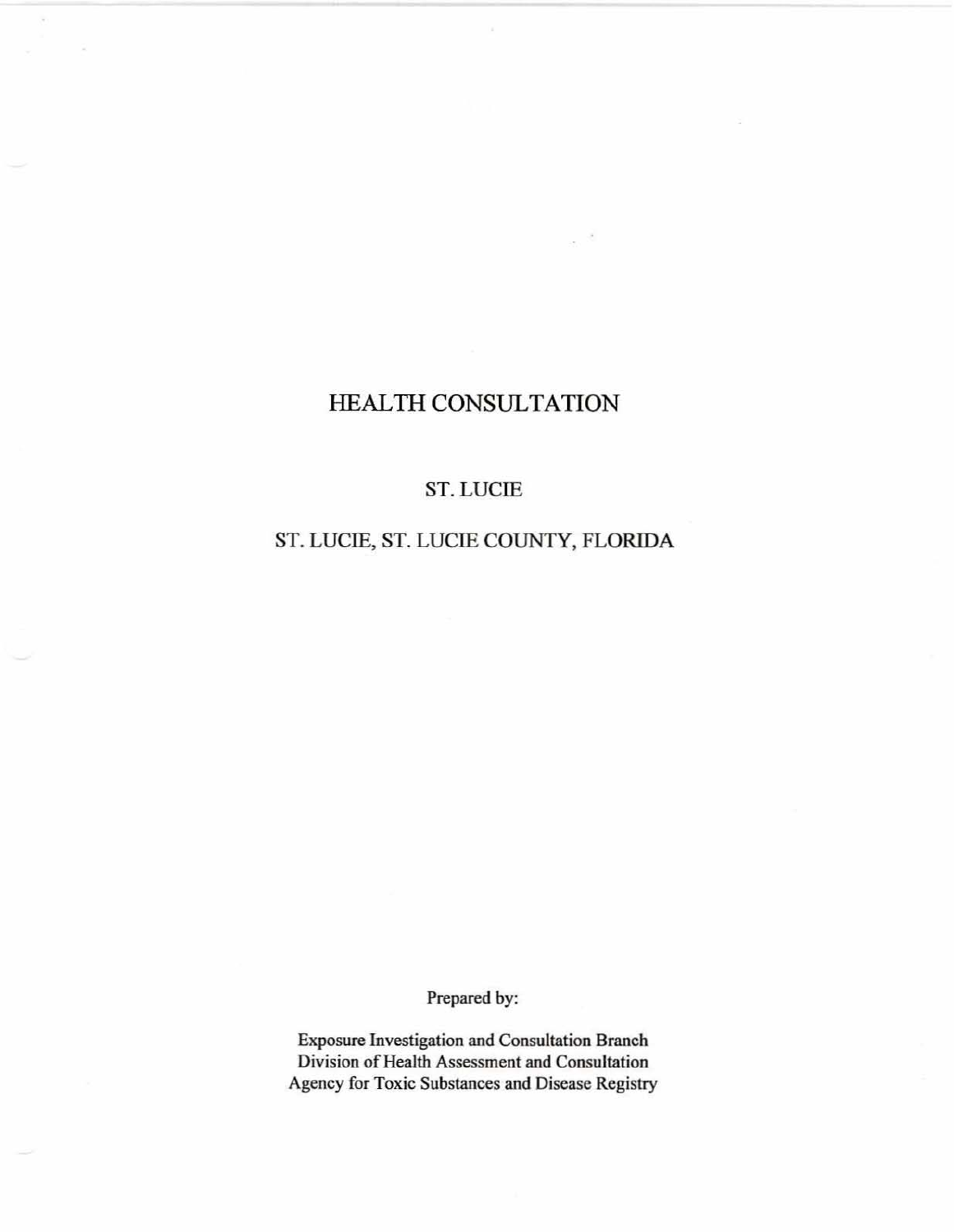# HEALTH CONSULTATION

## ST. LUCIE

## ST. LUCIE, ST. LUCIE COUNTY, FLORIDA

Prepared by:

Exposure Investigation and Consultation Branch
Division of Health Assessment and Consultation
Agency for Toxic Substances and Disease Registry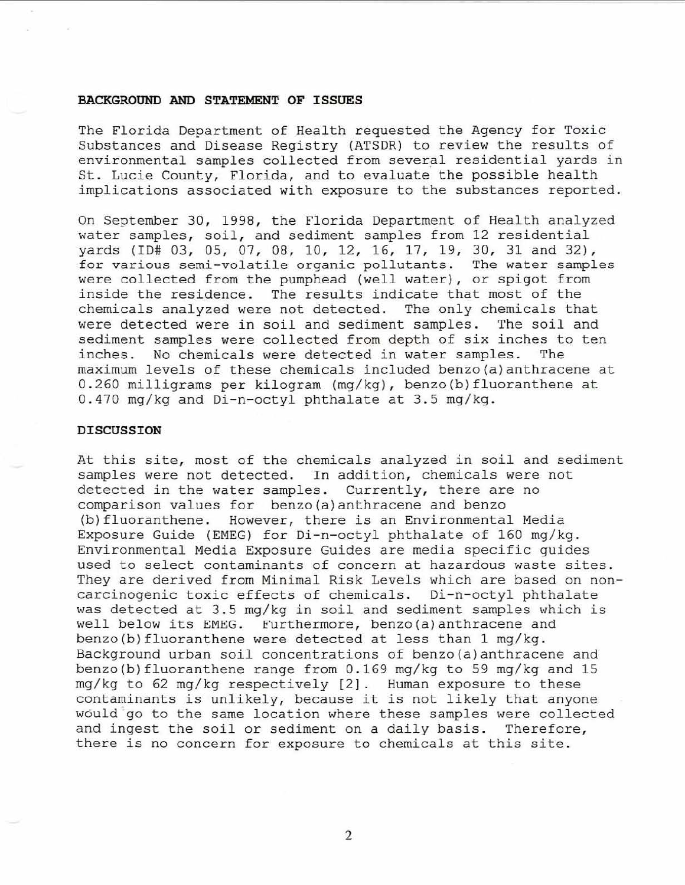## BACKGROUND AND STATEMENT OF ISSUES

The Florida Department of Health requested the Agency for Toxic Substances and Disease Registry (ATSDR) to review the results of environmental samples collected from several residential yards in St. Lucie County, Florida, and to evaluate the possible health implications associated with exposure to the substances reported.

On September 30, 1998, the Florida Department of Health analyzed water samples, soil, and sediment samples from 12 residential yards (ID# 03, 05, 07, 08, 10, 12, 16, 17, 19, 30, 31 and 32), for various semi-volatile organic pollutants. The water samples were collected from the pumphead (well water), or spigot from inside the residence. The results indicate that most of the chemicals analyzed were not detected. The only chemicals that were detected were in soil and sediment samples. The soil and sediment samples were collected from depth of six inches to ten inches. No chemicals were detected in water samples. The maximum levels of these chemicals included benzo(a)anthracene at 0.260 milligrams per kilogram (mg/kg), benzo(b)fluoranthene at 0.470 mg/kg and Di-n-octyl phthalate at 3.5 mg/kg.

## DISCUSSION

At this site, most of the chemicals analyzed in soil and sediment samples were not detected. In addition, chemicals were not detected in the water samples. Currently, there are no comparison values for benzo(a)anthracene and benzo (b)fluoranthene. However, there is an Environmental Media Exposure Guide (EMEG) for Di-n-octyl phthalate of 160 mg/kg. Environmental Media Exposure Guides are media specific guides used to select contaminants of concern at hazardous waste sites. They are derived from Minimal Risk Levels which are based on non-carcinogenic toxic effects of chemicals. Di-n-octyl phthalate was detected at 3.5 mg/kg in soil and sediment samples which is well below its EMEG. Furthermore, benzo(a)anthracene and benzo(b)fluoranthene were detected at less than 1 mg/kg. Background urban soil concentrations of benzo(a)anthracene and benzo(b)fluoranthene range from 0.169 mg/kg to 59 mg/kg and 15 mg/kg to 62 mg/kg respectively [2]. Human exposure to these contaminants is unlikely, because it is not likely that anyone would go to the same location where these samples were collected and ingest the soil or sediment on a daily basis. Therefore, there is no concern for exposure to chemicals at this site.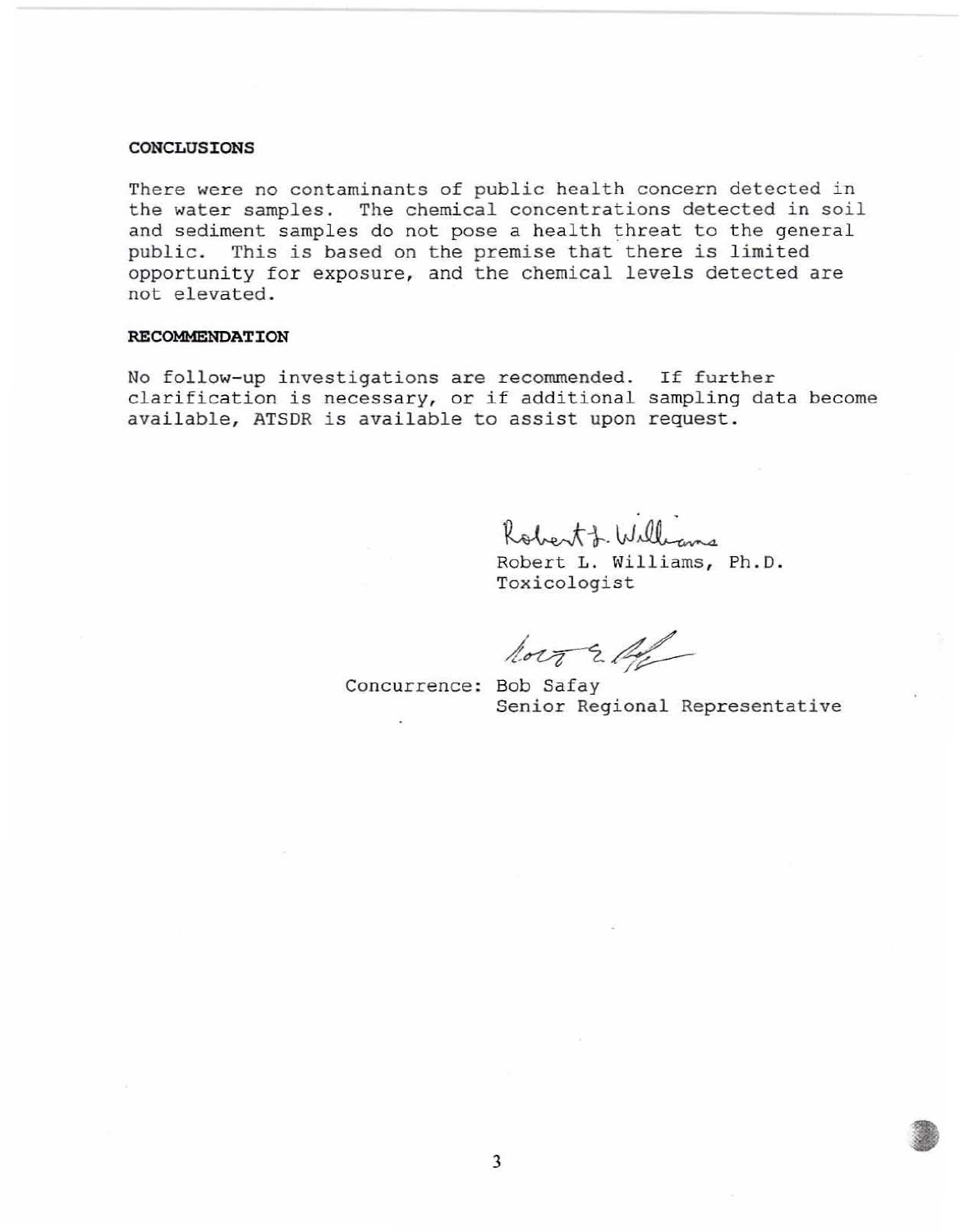## CONCLUSIONS

There were no contaminants of public health concern detected in the water samples. The chemical concentrations detected in soil and sediment samples do not pose a health threat to the general public. This is based on the premise that there is limited opportunity for exposure, and the chemical levels detected are not elevated.

## RECOMMENDATION

No follow-up investigations are recommended. If further clarification is necessary, or if additional sampling data become available, ATSDR is available to assist upon request.

Robert L. Williams, Ph.D.
Toxicologist

Concurrence: Bob Safay
Senior Regional Representative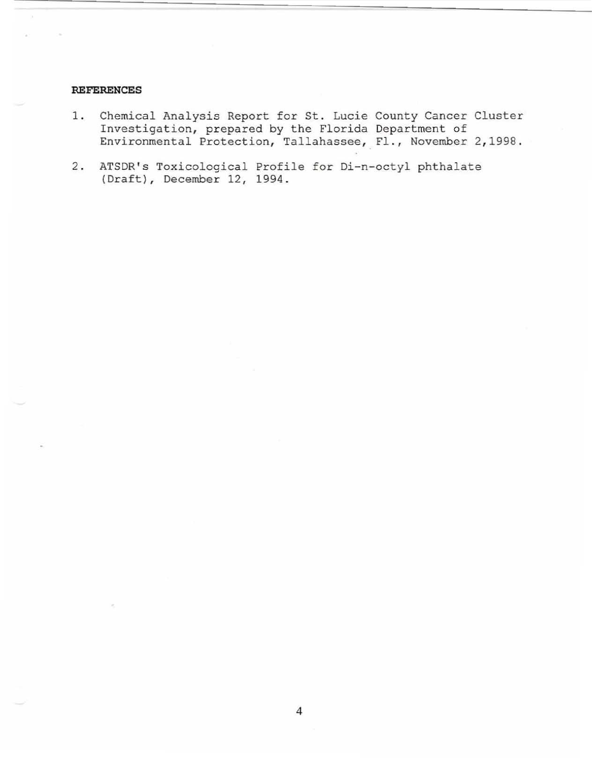## REFERENCES

1. Chemical Analysis Report for St. Lucie County Cancer Cluster Investigation, prepared by the Florida Department of Environmental Protection, Tallahassee, Fl., November 2,1998.
2. ATSDR's Toxicological Profile for Di-n-octyl phthalate (Draft), December 12, 1994.